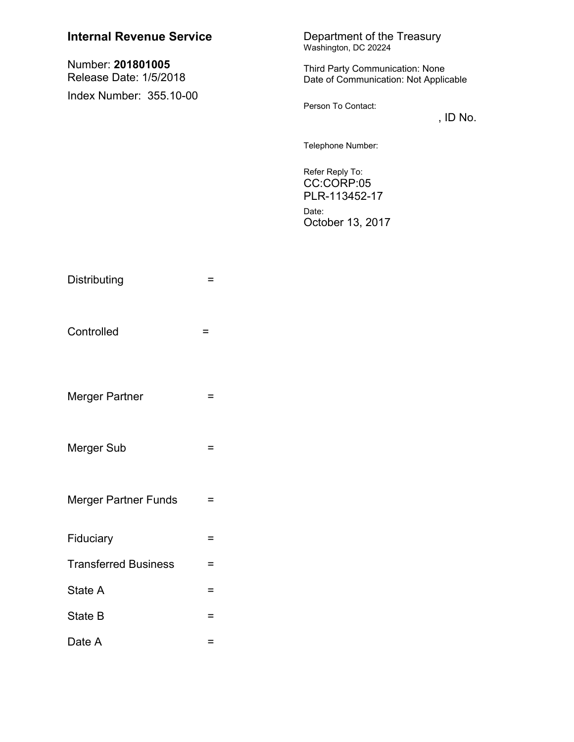**Internal Revenue Service**

Number: **201801005**
Release Date: 1/5/2018

Index Number: 355.10-00

Department of the Treasury
Washington, DC 20224

Third Party Communication: None
Date of Communication: Not Applicable

Person To Contact:

, ID No.

Telephone Number:

Refer Reply To:
CC:CORP:05
PLR-113452-17

Date:
October 13, 2017

Distributing =

Controlled =

Merger Partner =

Merger Sub =

Merger Partner Funds =

Fiduciary =

Transferred Business =

State A =

State B =

Date A =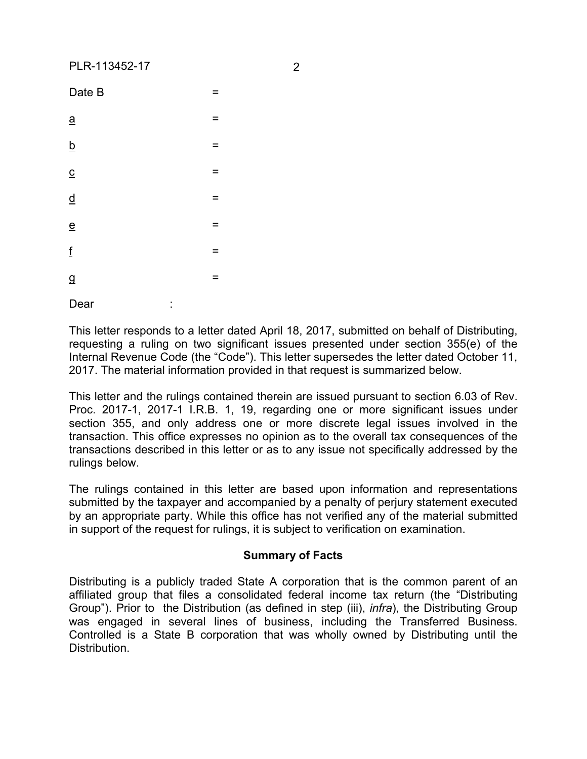Date B =

a =

b =

c =

d =

e =

f =

g =

Dear :

This letter responds to a letter dated April 18, 2017, submitted on behalf of Distributing, requesting a ruling on two significant issues presented under section 355(e) of the Internal Revenue Code (the "Code"). This letter supersedes the letter dated October 11, 2017. The material information provided in that request is summarized below.

This letter and the rulings contained therein are issued pursuant to section 6.03 of Rev. Proc. 2017-1, 2017-1 I.R.B. 1, 19, regarding one or more significant issues under section 355, and only address one or more discrete legal issues involved in the transaction. This office expresses no opinion as to the overall tax consequences of the transactions described in this letter or as to any issue not specifically addressed by the rulings below.

The rulings contained in this letter are based upon information and representations submitted by the taxpayer and accompanied by a penalty of perjury statement executed by an appropriate party. While this office has not verified any of the material submitted in support of the request for rulings, it is subject to verification on examination.

## Summary of Facts

Distributing is a publicly traded State A corporation that is the common parent of an affiliated group that files a consolidated federal income tax return (the "Distributing Group"). Prior to the Distribution (as defined in step (iii), *infra*), the Distributing Group was engaged in several lines of business, including the Transferred Business. Controlled is a State B corporation that was wholly owned by Distributing until the Distribution.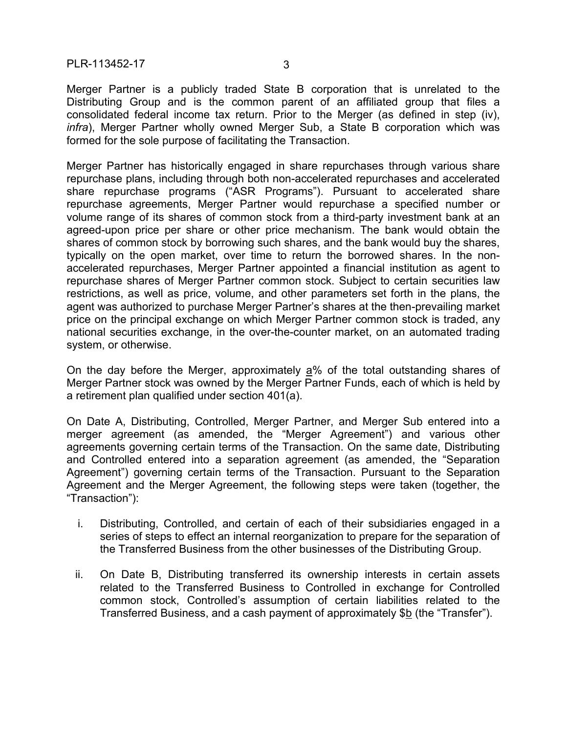Merger Partner is a publicly traded State B corporation that is unrelated to the Distributing Group and is the common parent of an affiliated group that files a consolidated federal income tax return. Prior to the Merger (as defined in step (iv), *infra*), Merger Partner wholly owned Merger Sub, a State B corporation which was formed for the sole purpose of facilitating the Transaction.

Merger Partner has historically engaged in share repurchases through various share repurchase plans, including through both non-accelerated repurchases and accelerated share repurchase programs ("ASR Programs"). Pursuant to accelerated share repurchase agreements, Merger Partner would repurchase a specified number or volume range of its shares of common stock from a third-party investment bank at an agreed-upon price per share or other price mechanism. The bank would obtain the shares of common stock by borrowing such shares, and the bank would buy the shares, typically on the open market, over time to return the borrowed shares. In the non-accelerated repurchases, Merger Partner appointed a financial institution as agent to repurchase shares of Merger Partner common stock. Subject to certain securities law restrictions, as well as price, volume, and other parameters set forth in the plans, the agent was authorized to purchase Merger Partner's shares at the then-prevailing market price on the principal exchange on which Merger Partner common stock is traded, any national securities exchange, in the over-the-counter market, on an automated trading system, or otherwise.

On the day before the Merger, approximately a% of the total outstanding shares of Merger Partner stock was owned by the Merger Partner Funds, each of which is held by a retirement plan qualified under section 401(a).

On Date A, Distributing, Controlled, Merger Partner, and Merger Sub entered into a merger agreement (as amended, the "Merger Agreement") and various other agreements governing certain terms of the Transaction. On the same date, Distributing and Controlled entered into a separation agreement (as amended, the "Separation Agreement") governing certain terms of the Transaction. Pursuant to the Separation Agreement and the Merger Agreement, the following steps were taken (together, the "Transaction"):

i. Distributing, Controlled, and certain of each of their subsidiaries engaged in a series of steps to effect an internal reorganization to prepare for the separation of the Transferred Business from the other businesses of the Distributing Group.

ii. On Date B, Distributing transferred its ownership interests in certain assets related to the Transferred Business to Controlled in exchange for Controlled common stock, Controlled's assumption of certain liabilities related to the Transferred Business, and a cash payment of approximately $b (the "Transfer").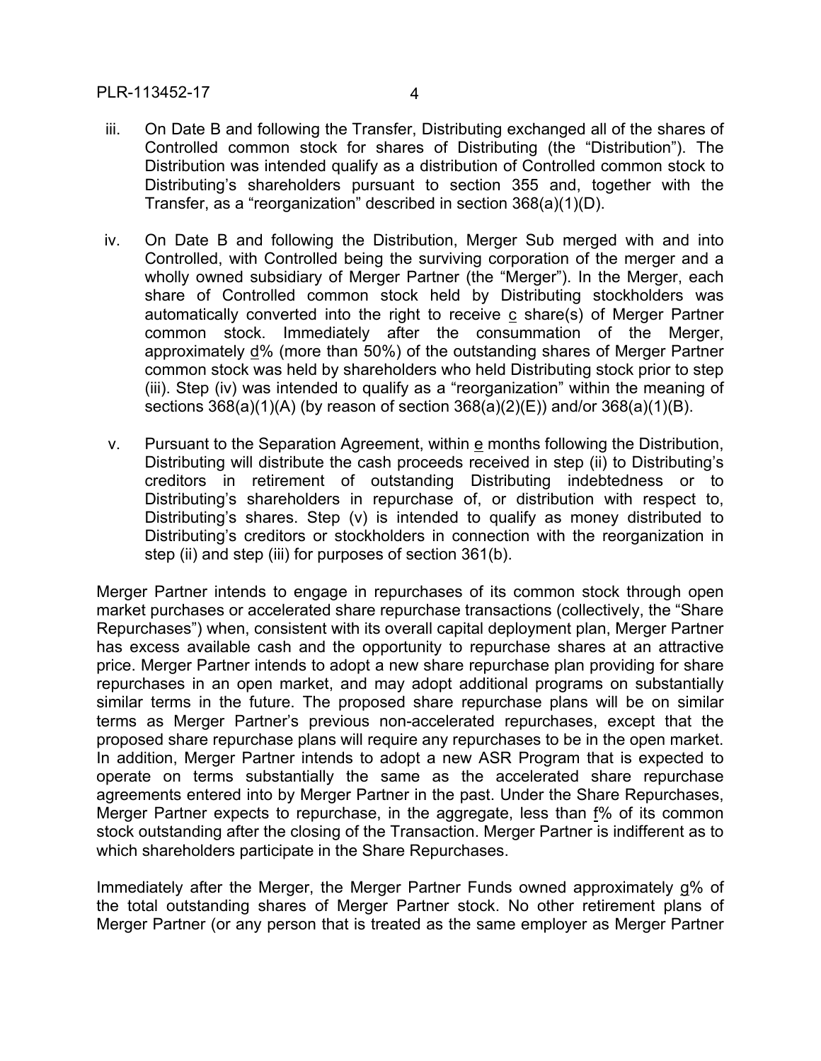iii. On Date B and following the Transfer, Distributing exchanged all of the shares of Controlled common stock for shares of Distributing (the "Distribution"). The Distribution was intended qualify as a distribution of Controlled common stock to Distributing's shareholders pursuant to section 355 and, together with the Transfer, as a "reorganization" described in section 368(a)(1)(D).

iv. On Date B and following the Distribution, Merger Sub merged with and into Controlled, with Controlled being the surviving corporation of the merger and a wholly owned subsidiary of Merger Partner (the "Merger"). In the Merger, each share of Controlled common stock held by Distributing stockholders was automatically converted into the right to receive c share(s) of Merger Partner common stock. Immediately after the consummation of the Merger, approximately d% (more than 50%) of the outstanding shares of Merger Partner common stock was held by shareholders who held Distributing stock prior to step (iii). Step (iv) was intended to qualify as a "reorganization" within the meaning of sections 368(a)(1)(A) (by reason of section 368(a)(2)(E)) and/or 368(a)(1)(B).

v. Pursuant to the Separation Agreement, within e months following the Distribution, Distributing will distribute the cash proceeds received in step (ii) to Distributing's creditors in retirement of outstanding Distributing indebtedness or to Distributing's shareholders in repurchase of, or distribution with respect to, Distributing's shares. Step (v) is intended to qualify as money distributed to Distributing's creditors or stockholders in connection with the reorganization in step (ii) and step (iii) for purposes of section 361(b).

Merger Partner intends to engage in repurchases of its common stock through open market purchases or accelerated share repurchase transactions (collectively, the "Share Repurchases") when, consistent with its overall capital deployment plan, Merger Partner has excess available cash and the opportunity to repurchase shares at an attractive price. Merger Partner intends to adopt a new share repurchase plan providing for share repurchases in an open market, and may adopt additional programs on substantially similar terms in the future. The proposed share repurchase plans will be on similar terms as Merger Partner's previous non-accelerated repurchases, except that the proposed share repurchase plans will require any repurchases to be in the open market. In addition, Merger Partner intends to adopt a new ASR Program that is expected to operate on terms substantially the same as the accelerated share repurchase agreements entered into by Merger Partner in the past. Under the Share Repurchases, Merger Partner expects to repurchase, in the aggregate, less than f% of its common stock outstanding after the closing of the Transaction. Merger Partner is indifferent as to which shareholders participate in the Share Repurchases.

Immediately after the Merger, the Merger Partner Funds owned approximately g% of the total outstanding shares of Merger Partner stock. No other retirement plans of Merger Partner (or any person that is treated as the same employer as Merger Partner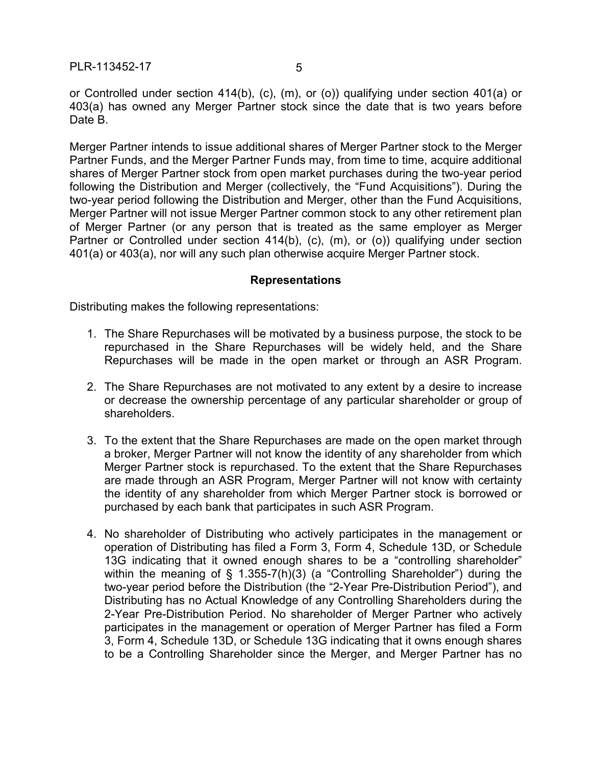or Controlled under section 414(b), (c), (m), or (o)) qualifying under section 401(a) or 403(a) has owned any Merger Partner stock since the date that is two years before Date B.

Merger Partner intends to issue additional shares of Merger Partner stock to the Merger Partner Funds, and the Merger Partner Funds may, from time to time, acquire additional shares of Merger Partner stock from open market purchases during the two-year period following the Distribution and Merger (collectively, the "Fund Acquisitions"). During the two-year period following the Distribution and Merger, other than the Fund Acquisitions, Merger Partner will not issue Merger Partner common stock to any other retirement plan of Merger Partner (or any person that is treated as the same employer as Merger Partner or Controlled under section 414(b), (c), (m), or (o)) qualifying under section 401(a) or 403(a), nor will any such plan otherwise acquire Merger Partner stock.

## Representations

Distributing makes the following representations:

1. The Share Repurchases will be motivated by a business purpose, the stock to be repurchased in the Share Repurchases will be widely held, and the Share Repurchases will be made in the open market or through an ASR Program.

2. The Share Repurchases are not motivated to any extent by a desire to increase or decrease the ownership percentage of any particular shareholder or group of shareholders.

3. To the extent that the Share Repurchases are made on the open market through a broker, Merger Partner will not know the identity of any shareholder from which Merger Partner stock is repurchased. To the extent that the Share Repurchases are made through an ASR Program, Merger Partner will not know with certainty the identity of any shareholder from which Merger Partner stock is borrowed or purchased by each bank that participates in such ASR Program.

4. No shareholder of Distributing who actively participates in the management or operation of Distributing has filed a Form 3, Form 4, Schedule 13D, or Schedule 13G indicating that it owned enough shares to be a "controlling shareholder" within the meaning of § 1.355-7(h)(3) (a "Controlling Shareholder") during the two-year period before the Distribution (the "2-Year Pre-Distribution Period"), and Distributing has no Actual Knowledge of any Controlling Shareholders during the 2-Year Pre-Distribution Period. No shareholder of Merger Partner who actively participates in the management or operation of Merger Partner has filed a Form 3, Form 4, Schedule 13D, or Schedule 13G indicating that it owns enough shares to be a Controlling Shareholder since the Merger, and Merger Partner has no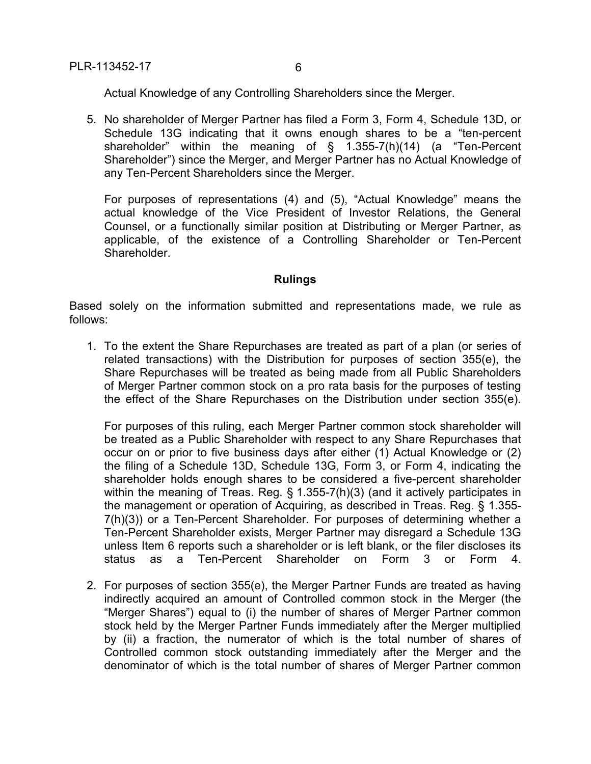Actual Knowledge of any Controlling Shareholders since the Merger.

5. No shareholder of Merger Partner has filed a Form 3, Form 4, Schedule 13D, or Schedule 13G indicating that it owns enough shares to be a "ten-percent shareholder" within the meaning of § 1.355-7(h)(14) (a "Ten-Percent Shareholder") since the Merger, and Merger Partner has no Actual Knowledge of any Ten-Percent Shareholders since the Merger.

   For purposes of representations (4) and (5), "Actual Knowledge" means the actual knowledge of the Vice President of Investor Relations, the General Counsel, or a functionally similar position at Distributing or Merger Partner, as applicable, of the existence of a Controlling Shareholder or Ten-Percent Shareholder.

## Rulings

Based solely on the information submitted and representations made, we rule as follows:

1. To the extent the Share Repurchases are treated as part of a plan (or series of related transactions) with the Distribution for purposes of section 355(e), the Share Repurchases will be treated as being made from all Public Shareholders of Merger Partner common stock on a pro rata basis for the purposes of testing the effect of the Share Repurchases on the Distribution under section 355(e).

   For purposes of this ruling, each Merger Partner common stock shareholder will be treated as a Public Shareholder with respect to any Share Repurchases that occur on or prior to five business days after either (1) Actual Knowledge or (2) the filing of a Schedule 13D, Schedule 13G, Form 3, or Form 4, indicating the shareholder holds enough shares to be considered a five-percent shareholder within the meaning of Treas. Reg. § 1.355-7(h)(3) (and it actively participates in the management or operation of Acquiring, as described in Treas. Reg. § 1.355-7(h)(3)) or a Ten-Percent Shareholder. For purposes of determining whether a Ten-Percent Shareholder exists, Merger Partner may disregard a Schedule 13G unless Item 6 reports such a shareholder or is left blank, or the filer discloses its status as a Ten-Percent Shareholder on Form 3 or Form 4.

2. For purposes of section 355(e), the Merger Partner Funds are treated as having indirectly acquired an amount of Controlled common stock in the Merger (the "Merger Shares") equal to (i) the number of shares of Merger Partner common stock held by the Merger Partner Funds immediately after the Merger multiplied by (ii) a fraction, the numerator of which is the total number of shares of Controlled common stock outstanding immediately after the Merger and the denominator of which is the total number of shares of Merger Partner common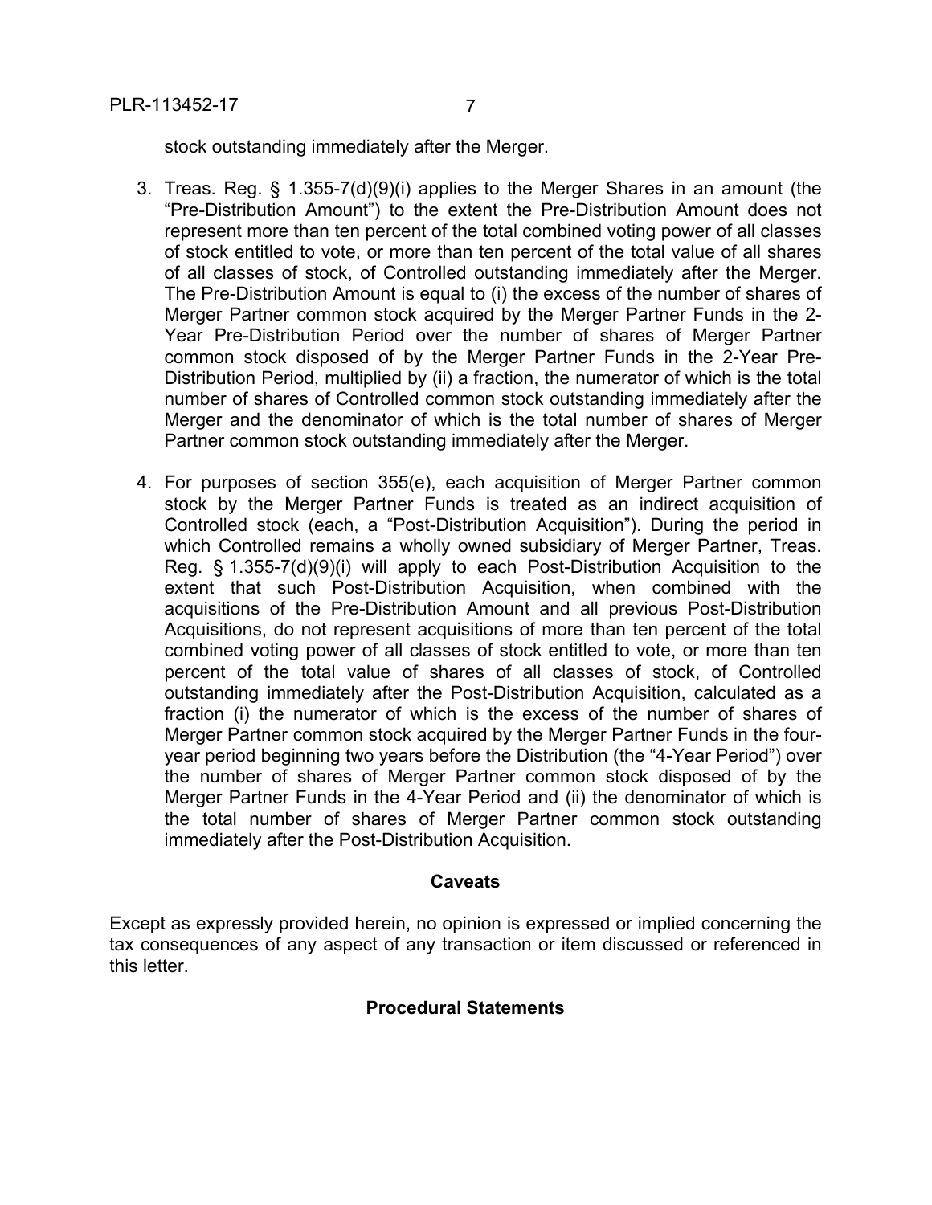stock outstanding immediately after the Merger.

3. Treas. Reg. § 1.355-7(d)(9)(i) applies to the Merger Shares in an amount (the "Pre-Distribution Amount") to the extent the Pre-Distribution Amount does not represent more than ten percent of the total combined voting power of all classes of stock entitled to vote, or more than ten percent of the total value of all shares of all classes of stock, of Controlled outstanding immediately after the Merger. The Pre-Distribution Amount is equal to (i) the excess of the number of shares of Merger Partner common stock acquired by the Merger Partner Funds in the 2-Year Pre-Distribution Period over the number of shares of Merger Partner common stock disposed of by the Merger Partner Funds in the 2-Year Pre-Distribution Period, multiplied by (ii) a fraction, the numerator of which is the total number of shares of Controlled common stock outstanding immediately after the Merger and the denominator of which is the total number of shares of Merger Partner common stock outstanding immediately after the Merger.

4. For purposes of section 355(e), each acquisition of Merger Partner common stock by the Merger Partner Funds is treated as an indirect acquisition of Controlled stock (each, a "Post-Distribution Acquisition"). During the period in which Controlled remains a wholly owned subsidiary of Merger Partner, Treas. Reg. § 1.355-7(d)(9)(i) will apply to each Post-Distribution Acquisition to the extent that such Post-Distribution Acquisition, when combined with the acquisitions of the Pre-Distribution Amount and all previous Post-Distribution Acquisitions, do not represent acquisitions of more than ten percent of the total combined voting power of all classes of stock entitled to vote, or more than ten percent of the total value of shares of all classes of stock, of Controlled outstanding immediately after the Post-Distribution Acquisition, calculated as a fraction (i) the numerator of which is the excess of the number of shares of Merger Partner common stock acquired by the Merger Partner Funds in the four-year period beginning two years before the Distribution (the "4-Year Period") over the number of shares of Merger Partner common stock disposed of by the Merger Partner Funds in the 4-Year Period and (ii) the denominator of which is the total number of shares of Merger Partner common stock outstanding immediately after the Post-Distribution Acquisition.

## Caveats

Except as expressly provided herein, no opinion is expressed or implied concerning the tax consequences of any aspect of any transaction or item discussed or referenced in this letter.

## Procedural Statements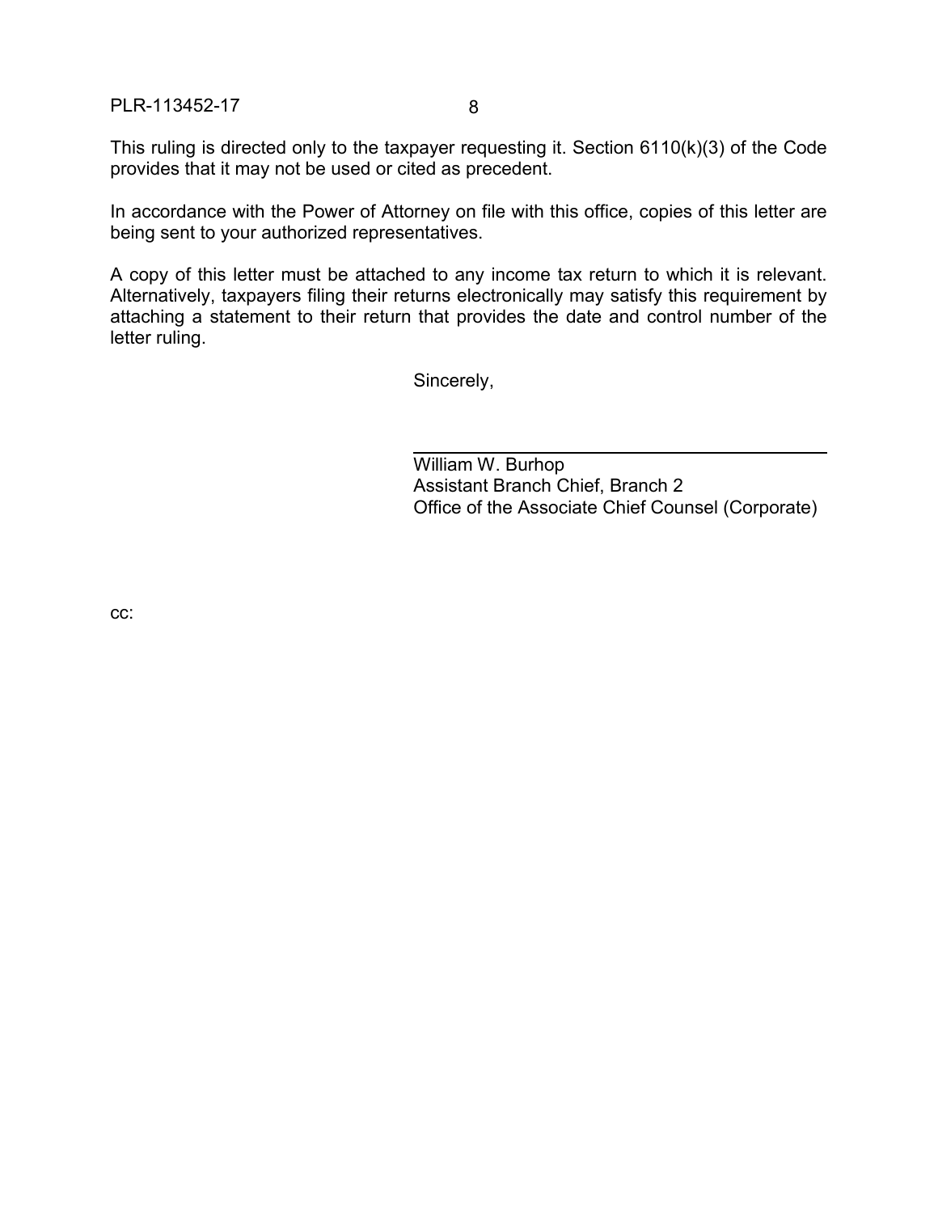This ruling is directed only to the taxpayer requesting it. Section 6110(k)(3) of the Code provides that it may not be used or cited as precedent.

In accordance with the Power of Attorney on file with this office, copies of this letter are being sent to your authorized representatives.

A copy of this letter must be attached to any income tax return to which it is relevant. Alternatively, taxpayers filing their returns electronically may satisfy this requirement by attaching a statement to their return that provides the date and control number of the letter ruling.

Sincerely,

William W. Burhop
Assistant Branch Chief, Branch 2
Office of the Associate Chief Counsel (Corporate)

cc: